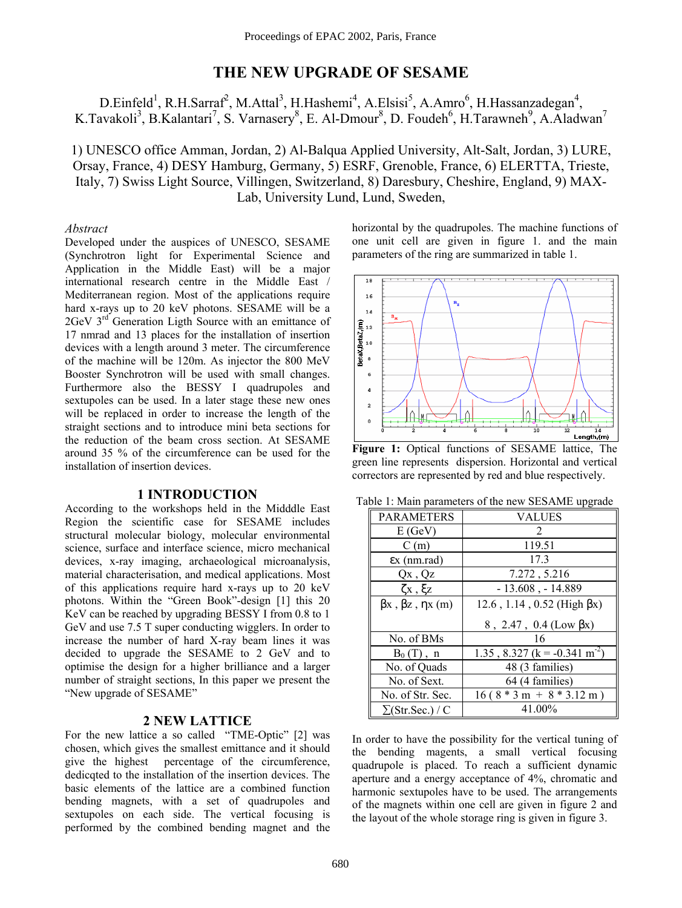# THE NEW UPGRADE OF SESAME

D.Einfeld[1], R.H.Sarraf[2], M.Attal[3], H.Hashemi[4], A.Elsisi[5], A.Amro[6], H.Hassanzadegan[4], K.Tavakoli[3], B.Kalantari[7], S. Varnasery[8], E. Al-Dmour[8], D. Foudeh[6], H.Tarawneh[9], A.Aladwan[7]

1) UNESCO office Amman, Jordan, 2) Al-Balqua Applied University, Alt-Salt, Jordan, 3) LURE, Orsay, France, 4) DESY Hamburg, Germany, 5) ESRF, Grenoble, France, 6) ELERTTA, Trieste, Italy, 7) Swiss Light Source, Villingen, Switzerland, 8) Daresbury, Cheshire, England, 9) MAX-Lab, University Lund, Lund, Sweden,

*Abstract*

Developed under the auspices of UNESCO, SESAME (Synchrotron light for Experimental Science and Application in the Middle East) will be a major international research centre in the Middle East / Mediterranean region. Most of the applications require hard x-rays up to 20 keV photons. SESAME will be a 2GeV 3[rd] Generation Ligth Source with an emittance of 17 nmrad and 13 places for the installation of insertion devices with a length around 3 meter. The circumference of the machine will be 120m. As injector the 800 MeV Booster Synchrotron will be used with small changes. Furthermore also the BESSY I quadrupoles and sextupoles can be used. In a later stage these new ones will be replaced in order to increase the length of the straight sections and to introduce mini beta sections for the reduction of the beam cross section. At SESAME around 35 % of the circumference can be used for the installation of insertion devices.

## 1 INTRODUCTION

According to the workshops held in the Midddle East Region the scientific case for SESAME includes structural molecular biology, molecular environmental science, surface and interface science, micro mechanical devices, x-ray imaging, archaeological microanalysis, material characterisation, and medical applications. Most of this applications require hard x-rays up to 20 keV photons. Within the "Green Book"-design [1] this 20 KeV can be reached by upgrading BESSY I from 0.8 to 1 GeV and use 7.5 T super conducting wigglers. In order to increase the number of hard X-ray beam lines it was decided to upgrade the SESAME to 2 GeV and to optimise the design for a higher brilliance and a larger number of straight sections, In this paper we present the "New upgrade of SESAME"

## 2 NEW LATTICE

For the new lattice a so called "TME-Optic" [2] was chosen, which gives the smallest emittance and it should give the highest percentage of the circumference, dedicqted to the installation of the insertion devices. The basic elements of the lattice are a combined function bending magnets, with a set of quadrupoles and sextupoles on each side. The vertical focusing is performed by the combined bending magnet and the horizontal by the quadrupoles. The machine functions of one unit cell are given in figure 1. and the main parameters of the ring are summarized in table 1.

**Figure 1:** Optical functions of SESAME lattice, The green line represents dispersion. Horizontal and vertical correctors are represented by red and blue respectively.

Table 1: Main parameters of the new SESAME upgrade

| PARAMETERS | VALUES |
|---|---|
| E (GeV) | 2 |
| C (m) | 119.51 |
| $\varepsilon_x$ (nm.rad) | 17.3 |
| Qx , Qz | 7.272 , 5.216 |
| $\zeta_x$ , $\xi_z$ | - 13.608 , - 14.889 |
| $\beta_x$ , $\beta_z$ , $\eta_x$ (m) | 12.6 , 1.14 , 0.52 (High $\beta_x$) |
| | 8 , 2.47 , 0.4 (Low $\beta_x$) |
| No. of BMs | 16 |
| $B_0$ (T) , n | 1.35 , 8.327 (k = -0.341 $m^{-2}$) |
| No. of Quads | 48 (3 families) |
| No. of Sext. | 64 (4 families) |
| No. of Str. Sec. | 16 ( 8 * 3 m + 8 * 3.12 m ) |
| $\sum$(Str.Sec.) / C | 41.00% |

In order to have the possibility for the vertical tuning of the bending magents, a small vertical focusing quadrupole is placed. To reach a sufficient dynamic aperture and a energy acceptance of 4%, chromatic and harmonic sextupoles have to be used. The arrangements of the magnets within one cell are given in figure 2 and the layout of the whole storage ring is given in figure 3.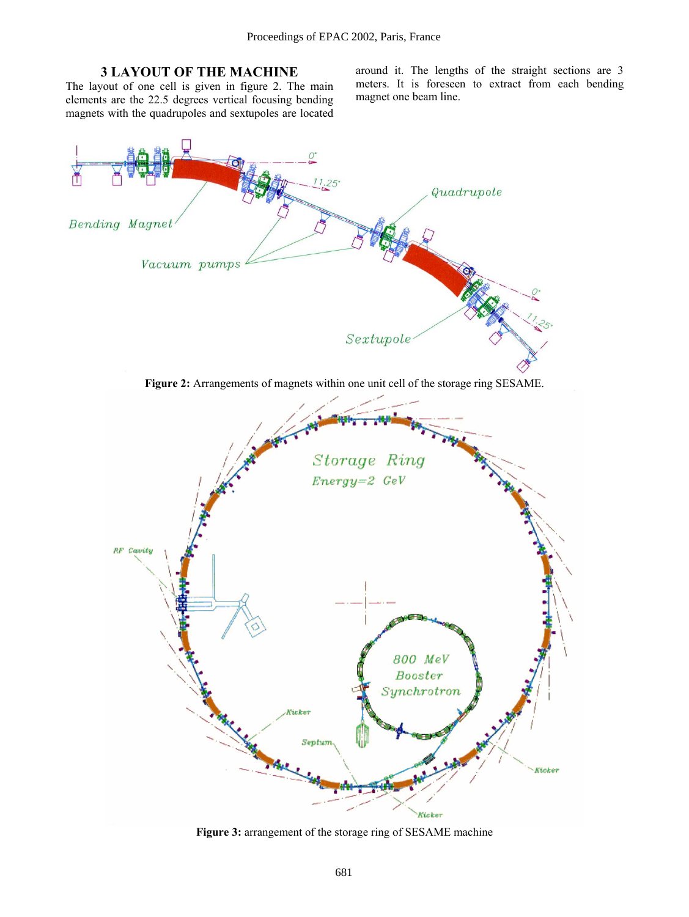## 3 LAYOUT OF THE MACHINE

The layout of one cell is given in figure 2. The main elements are the 22.5 degrees vertical focusing bending magnets with the quadrupoles and sextupoles are located around it. The lengths of the straight sections are 3 meters. It is foreseen to extract from each bending magnet one beam line.

**Figure 2:** Arrangements of magnets within one unit cell of the storage ring SESAME.

**Figure 3:** arrangement of the storage ring of SESAME machine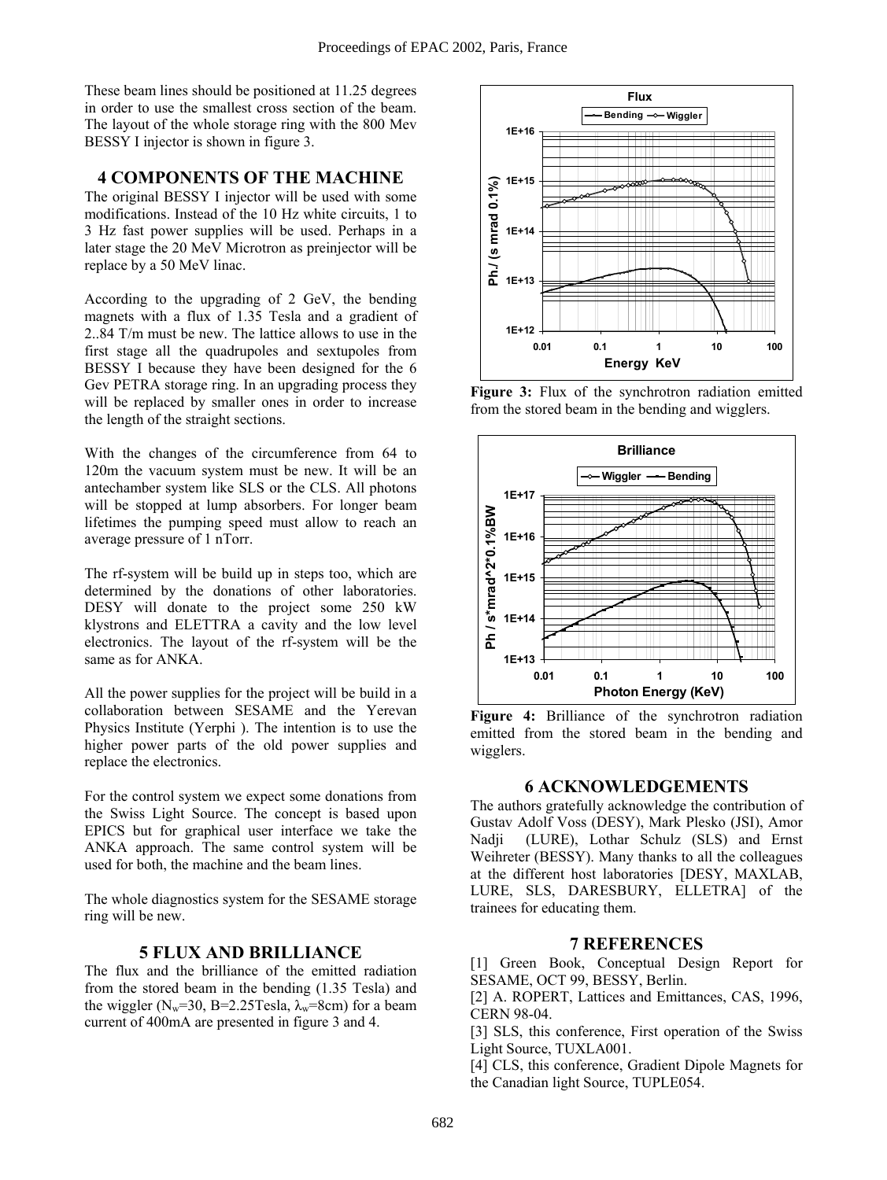These beam lines should be positioned at 11.25 degrees in order to use the smallest cross section of the beam. The layout of the whole storage ring with the 800 Mev BESSY I injector is shown in figure 3.

## 4 COMPONENTS OF THE MACHINE

The original BESSY I injector will be used with some modifications. Instead of the 10 Hz white circuits, 1 to 3 Hz fast power supplies will be used. Perhaps in a later stage the 20 MeV Microtron as preinjector will be replace by a 50 MeV linac.

According to the upgrading of 2 GeV, the bending magnets with a flux of 1.35 Tesla and a gradient of 2..84 T/m must be new. The lattice allows to use in the first stage all the quadrupoles and sextupoles from BESSY I because they have been designed for the 6 Gev PETRA storage ring. In an upgrading process they will be replaced by smaller ones in order to increase the length of the straight sections.

With the changes of the circumference from 64 to 120m the vacuum system must be new. It will be an antechamber system like SLS or the CLS. All photons will be stopped at lump absorbers. For longer beam lifetimes the pumping speed must allow to reach an average pressure of 1 nTorr.

The rf-system will be build up in steps too, which are determined by the donations of other laboratories. DESY will donate to the project some 250 kW klystrons and ELETTRA a cavity and the low level electronics. The layout of the rf-system will be the same as for ANKA.

All the power supplies for the project will be build in a collaboration between SESAME and the Yerevan Physics Institute (Yerphi ). The intention is to use the higher power parts of the old power supplies and replace the electronics.

For the control system we expect some donations from the Swiss Light Source. The concept is based upon EPICS but for graphical user interface we take the ANKA approach. The same control system will be used for both, the machine and the beam lines.

The whole diagnostics system for the SESAME storage ring will be new.

## 5 FLUX AND BRILLIANCE

The flux and the brilliance of the emitted radiation from the stored beam in the bending (1.35 Tesla) and the wiggler ($N_w$=30, B=2.25Tesla, $\lambda_w$=8cm) for a beam current of 400mA are presented in figure 3 and 4.

Flux

Bending, Wiggler

Ph./ (s mrad 0.1%)

1E+16
1E+15
1E+14
1E+13
1E+12

0.01 0.1 1 10 100

Energy KeV

**Figure 3:** Flux of the synchrotron radiation emitted from the stored beam in the bending and wigglers.

Brilliance

Wiggler, Bending

Ph / s*mrad^2*0.1%BW

1E+17
1E+16
1E+15
1E+14
1E+13

0.01 0.1 1 10 100

Photon Energy (KeV)

**Figure 4:** Brilliance of the synchrotron radiation emitted from the stored beam in the bending and wigglers.

## 6 ACKNOWLEDGEMENTS

The authors gratefully acknowledge the contribution of Gustav Adolf Voss (DESY), Mark Plesko (JSI), Amor Nadji (LURE), Lothar Schulz (SLS) and Ernst Weihreter (BESSY). Many thanks to all the colleagues at the different host laboratories [DESY, MAXLAB, LURE, SLS, DARESBURY, ELLETRA] of the trainees for educating them.

## 7 REFERENCES

[1] Green Book, Conceptual Design Report for SESAME, OCT 99, BESSY, Berlin.

[2] A. ROPERT, Lattices and Emittances, CAS, 1996, CERN 98-04.

[3] SLS, this conference, First operation of the Swiss Light Source, TUXLA001.

[4] CLS, this conference, Gradient Dipole Magnets for the Canadian light Source, TUPLE054.